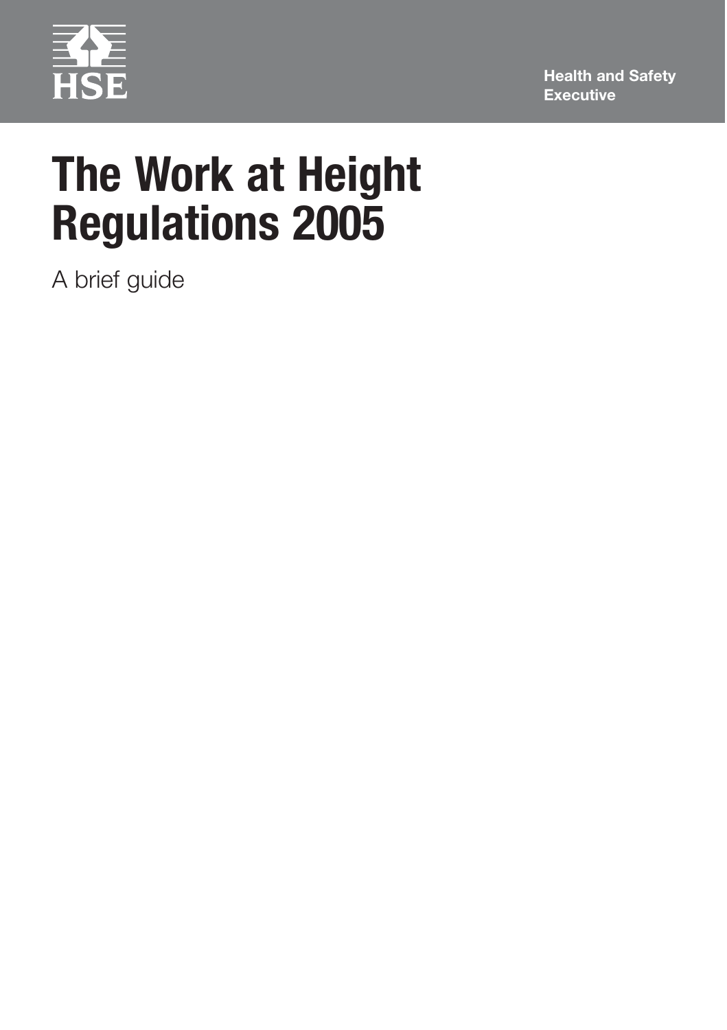HSE

Health and Safety Executive

# The Work at Height Regulations 2005

A brief guide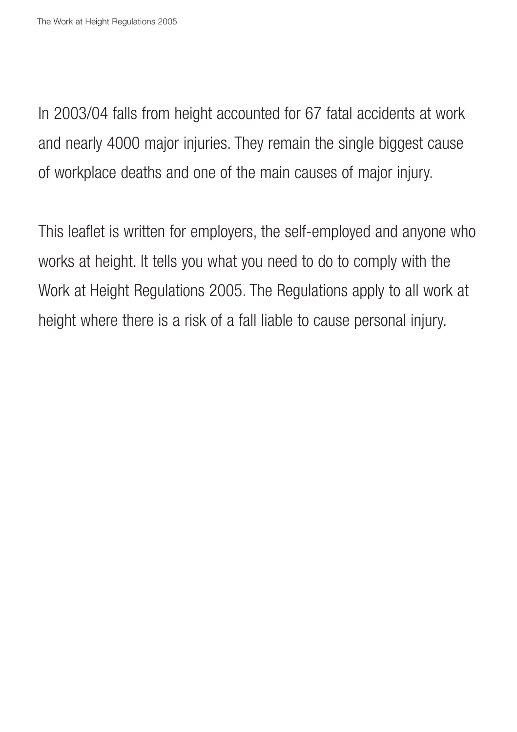In 2003/04 falls from height accounted for 67 fatal accidents at work and nearly 4000 major injuries. They remain the single biggest cause of workplace deaths and one of the main causes of major injury.

This leaflet is written for employers, the self-employed and anyone who works at height. It tells you what you need to do to comply with the Work at Height Regulations 2005. The Regulations apply to all work at height where there is a risk of a fall liable to cause personal injury.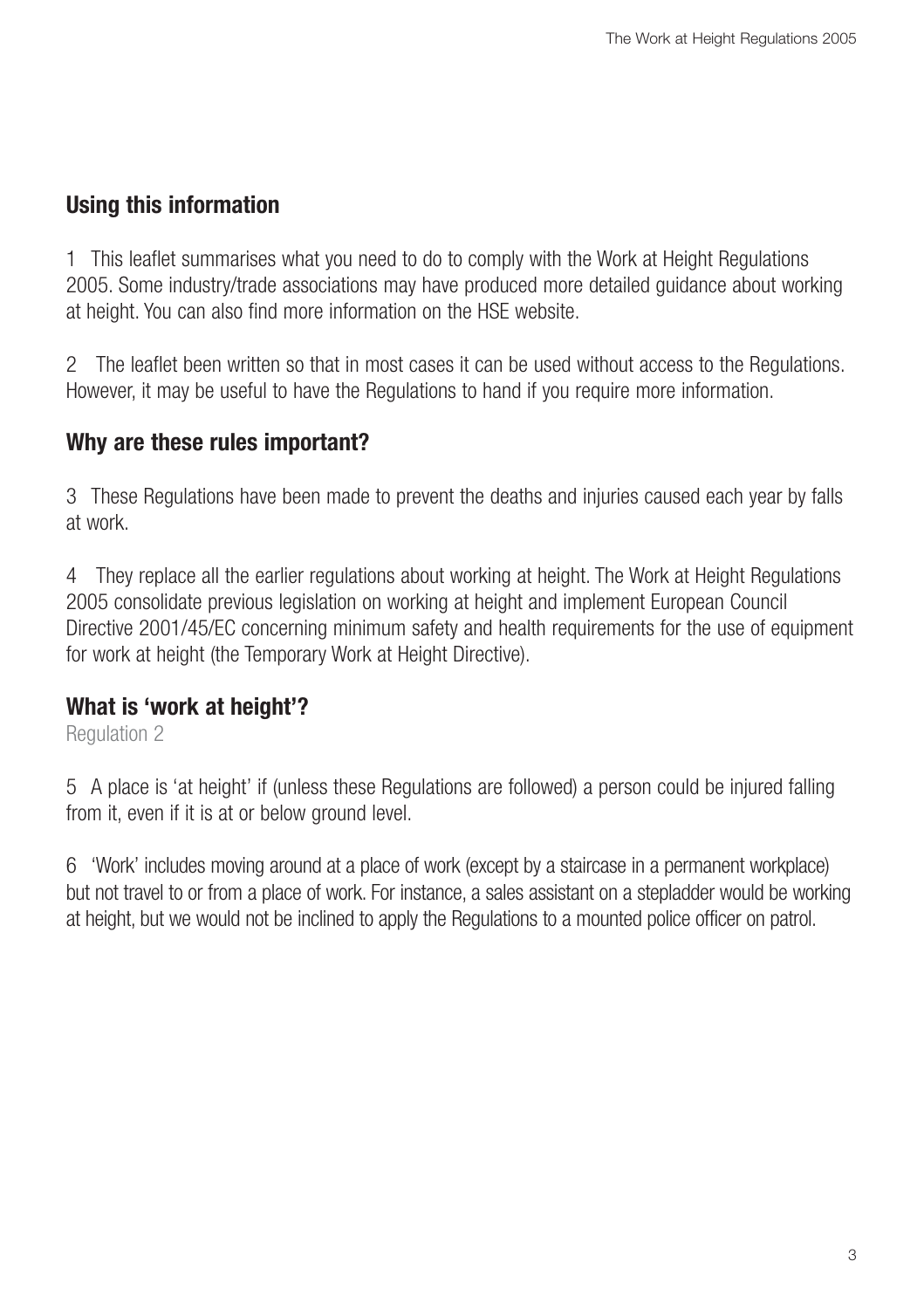## Using this information

1 This leaflet summarises what you need to do to comply with the Work at Height Regulations 2005. Some industry/trade associations may have produced more detailed guidance about working at height. You can also find more information on the HSE website.

2 The leaflet been written so that in most cases it can be used without access to the Regulations. However, it may be useful to have the Regulations to hand if you require more information.

## Why are these rules important?

3 These Regulations have been made to prevent the deaths and injuries caused each year by falls at work.

4 They replace all the earlier regulations about working at height. The Work at Height Regulations 2005 consolidate previous legislation on working at height and implement European Council Directive 2001/45/EC concerning minimum safety and health requirements for the use of equipment for work at height (the Temporary Work at Height Directive).

## What is 'work at height'?

Regulation 2

5 A place is 'at height' if (unless these Regulations are followed) a person could be injured falling from it, even if it is at or below ground level.

6 'Work' includes moving around at a place of work (except by a staircase in a permanent workplace) but not travel to or from a place of work. For instance, a sales assistant on a stepladder would be working at height, but we would not be inclined to apply the Regulations to a mounted police officer on patrol.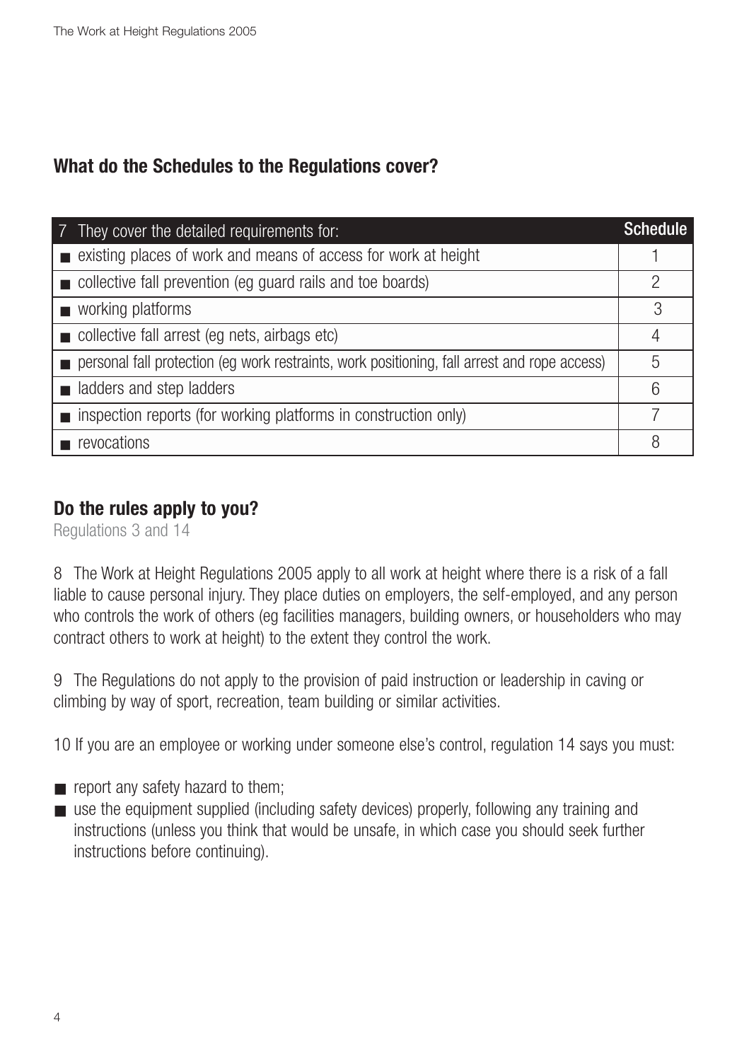## What do the Schedules to the Regulations cover?

| 7 They cover the detailed requirements for: | Schedule |
|---|---|
| ■ existing places of work and means of access for work at height | 1 |
| ■ collective fall prevention (eg guard rails and toe boards) | 2 |
| ■ working platforms | 3 |
| ■ collective fall arrest (eg nets, airbags etc) | 4 |
| ■ personal fall protection (eg work restraints, work positioning, fall arrest and rope access) | 5 |
| ■ ladders and step ladders | 6 |
| ■ inspection reports (for working platforms in construction only) | 7 |
| ■ revocations | 8 |

## Do the rules apply to you?

Regulations 3 and 14

8 The Work at Height Regulations 2005 apply to all work at height where there is a risk of a fall liable to cause personal injury. They place duties on employers, the self-employed, and any person who controls the work of others (eg facilities managers, building owners, or householders who may contract others to work at height) to the extent they control the work.

9 The Regulations do not apply to the provision of paid instruction or leadership in caving or climbing by way of sport, recreation, team building or similar activities.

10 If you are an employee or working under someone else's control, regulation 14 says you must:

- report any safety hazard to them;
- use the equipment supplied (including safety devices) properly, following any training and instructions (unless you think that would be unsafe, in which case you should seek further instructions before continuing).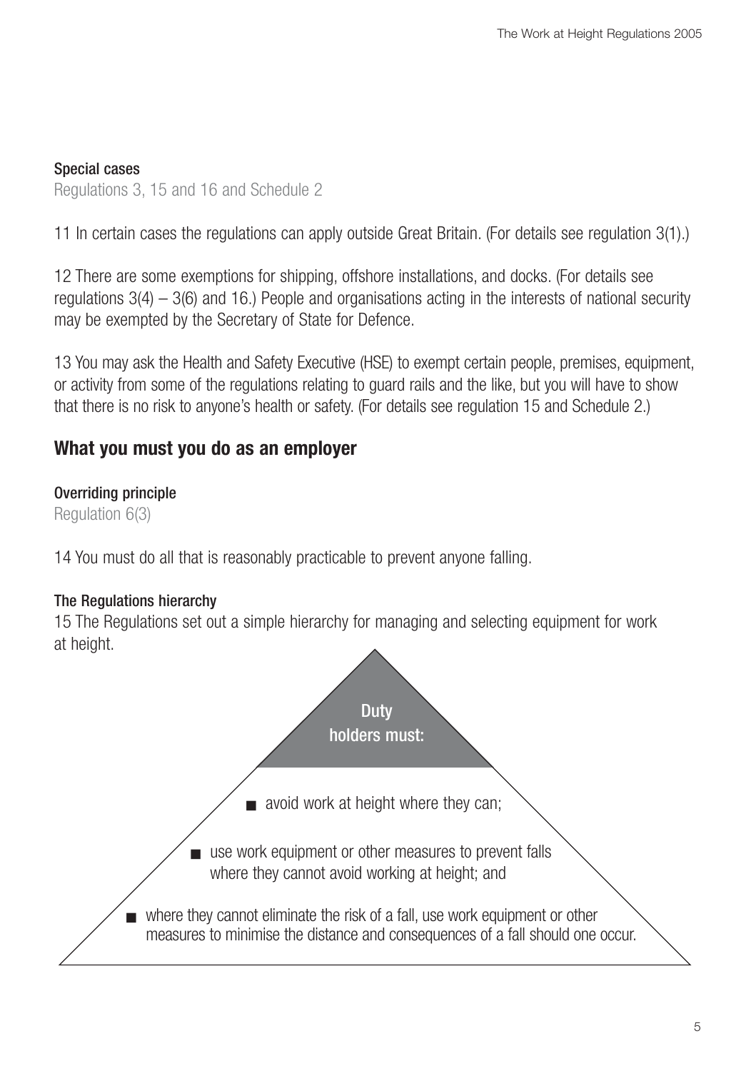#### Special cases

Regulations 3, 15 and 16 and Schedule 2

11 In certain cases the regulations can apply outside Great Britain. (For details see regulation 3(1).)

12 There are some exemptions for shipping, offshore installations, and docks. (For details see regulations 3(4) – 3(6) and 16.) People and organisations acting in the interests of national security may be exempted by the Secretary of State for Defence.

13 You may ask the Health and Safety Executive (HSE) to exempt certain people, premises, equipment, or activity from some of the regulations relating to guard rails and the like, but you will have to show that there is no risk to anyone's health or safety. (For details see regulation 15 and Schedule 2.)

## What you must you do as an employer

#### Overriding principle

Regulation 6(3)

14 You must do all that is reasonably practicable to prevent anyone falling.

#### The Regulations hierarchy

15 The Regulations set out a simple hierarchy for managing and selecting equipment for work at height.

**Duty holders must:**

- avoid work at height where they can;
- use work equipment or other measures to prevent falls where they cannot avoid working at height; and
- where they cannot eliminate the risk of a fall, use work equipment or other measures to minimise the distance and consequences of a fall should one occur.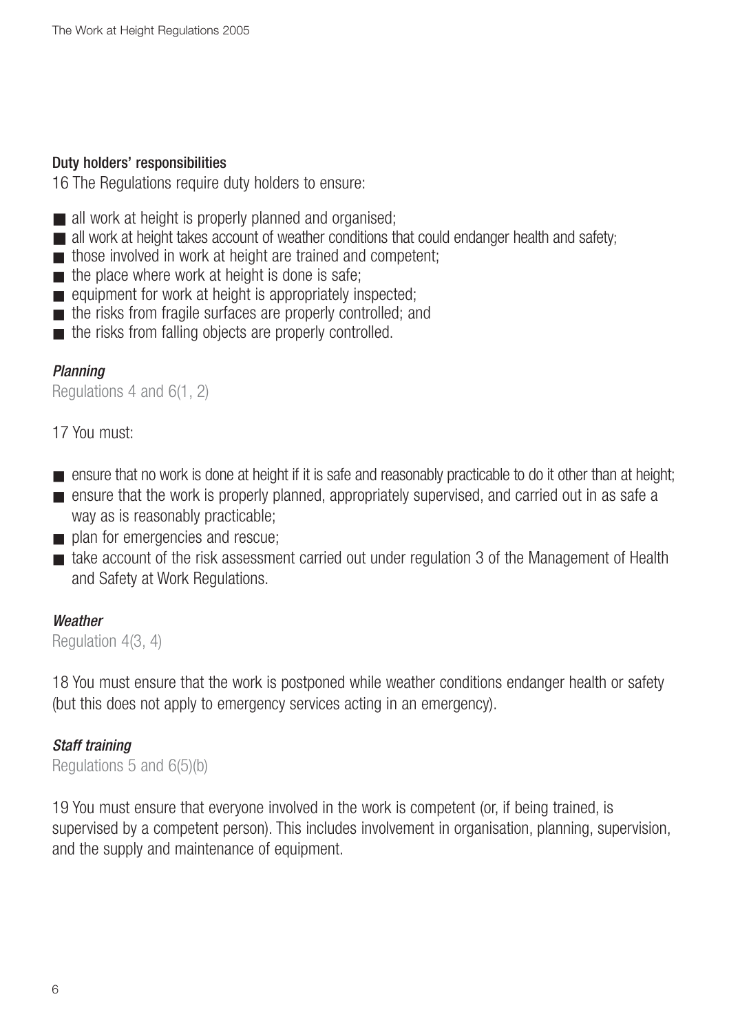### Duty holders' responsibilities

16 The Regulations require duty holders to ensure:

- all work at height is properly planned and organised;
- all work at height takes account of weather conditions that could endanger health and safety;
- those involved in work at height are trained and competent;
- the place where work at height is done is safe;
- equipment for work at height is appropriately inspected;
- the risks from fragile surfaces are properly controlled; and
- the risks from falling objects are properly controlled.

#### *Planning*

Regulations 4 and 6(1, 2)

17 You must:

- ensure that no work is done at height if it is safe and reasonably practicable to do it other than at height;
- ensure that the work is properly planned, appropriately supervised, and carried out in as safe a way as is reasonably practicable;
- plan for emergencies and rescue;
- take account of the risk assessment carried out under regulation 3 of the Management of Health and Safety at Work Regulations.

#### *Weather*

Regulation 4(3, 4)

18 You must ensure that the work is postponed while weather conditions endanger health or safety (but this does not apply to emergency services acting in an emergency).

#### *Staff training*

Regulations 5 and 6(5)(b)

19 You must ensure that everyone involved in the work is competent (or, if being trained, is supervised by a competent person). This includes involvement in organisation, planning, supervision, and the supply and maintenance of equipment.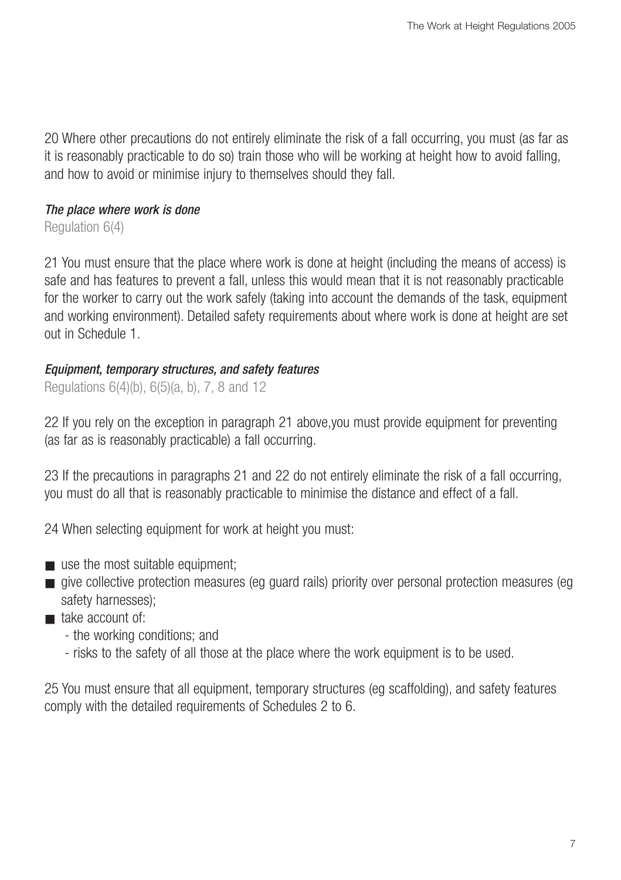20 Where other precautions do not entirely eliminate the risk of a fall occurring, you must (as far as it is reasonably practicable to do so) train those who will be working at height how to avoid falling, and how to avoid or minimise injury to themselves should they fall.

***The place where work is done***

Regulation 6(4)

21 You must ensure that the place where work is done at height (including the means of access) is safe and has features to prevent a fall, unless this would mean that it is not reasonably practicable for the worker to carry out the work safely (taking into account the demands of the task, equipment and working environment). Detailed safety requirements about where work is done at height are set out in Schedule 1.

***Equipment, temporary structures, and safety features***

Regulations 6(4)(b), 6(5)(a, b), 7, 8 and 12

22 If you rely on the exception in paragraph 21 above,you must provide equipment for preventing (as far as is reasonably practicable) a fall occurring.

23 If the precautions in paragraphs 21 and 22 do not entirely eliminate the risk of a fall occurring, you must do all that is reasonably practicable to minimise the distance and effect of a fall.

24 When selecting equipment for work at height you must:

- use the most suitable equipment;
- give collective protection measures (eg guard rails) priority over personal protection measures (eg safety harnesses);
- take account of:
  - the working conditions; and
  - risks to the safety of all those at the place where the work equipment is to be used.

25 You must ensure that all equipment, temporary structures (eg scaffolding), and safety features comply with the detailed requirements of Schedules 2 to 6.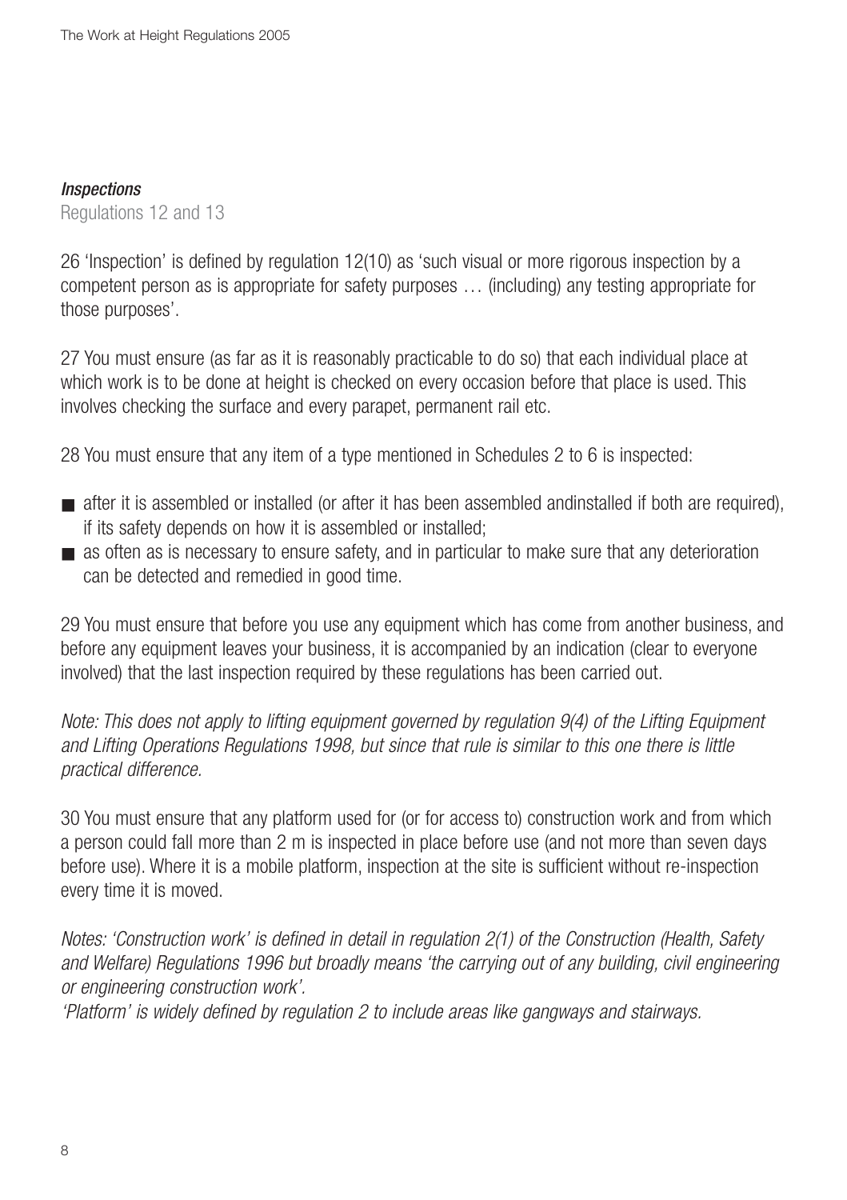### *Inspections*

Regulations 12 and 13

26 'Inspection' is defined by regulation 12(10) as 'such visual or more rigorous inspection by a competent person as is appropriate for safety purposes … (including) any testing appropriate for those purposes'.

27 You must ensure (as far as it is reasonably practicable to do so) that each individual place at which work is to be done at height is checked on every occasion before that place is used. This involves checking the surface and every parapet, permanent rail etc.

28 You must ensure that any item of a type mentioned in Schedules 2 to 6 is inspected:

- after it is assembled or installed (or after it has been assembled andinstalled if both are required), if its safety depends on how it is assembled or installed;
- as often as is necessary to ensure safety, and in particular to make sure that any deterioration can be detected and remedied in good time.

29 You must ensure that before you use any equipment which has come from another business, and before any equipment leaves your business, it is accompanied by an indication (clear to everyone involved) that the last inspection required by these regulations has been carried out.

*Note: This does not apply to lifting equipment governed by regulation 9(4) of the Lifting Equipment and Lifting Operations Regulations 1998, but since that rule is similar to this one there is little practical difference.*

30 You must ensure that any platform used for (or for access to) construction work and from which a person could fall more than 2 m is inspected in place before use (and not more than seven days before use). Where it is a mobile platform, inspection at the site is sufficient without re-inspection every time it is moved.

*Notes: 'Construction work' is defined in detail in regulation 2(1) of the Construction (Health, Safety and Welfare) Regulations 1996 but broadly means 'the carrying out of any building, civil engineering or engineering construction work'.*

*'Platform' is widely defined by regulation 2 to include areas like gangways and stairways.*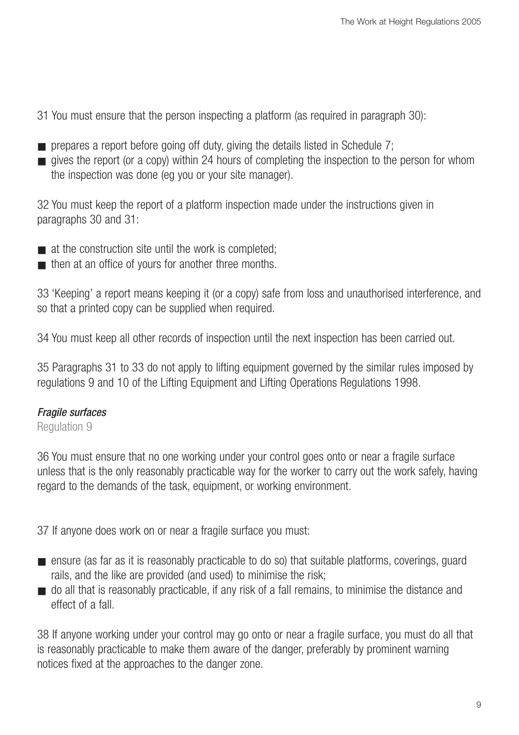31 You must ensure that the person inspecting a platform (as required in paragraph 30):

- prepares a report before going off duty, giving the details listed in Schedule 7;
- gives the report (or a copy) within 24 hours of completing the inspection to the person for whom the inspection was done (eg you or your site manager).

32 You must keep the report of a platform inspection made under the instructions given in paragraphs 30 and 31:

- at the construction site until the work is completed;
- then at an office of yours for another three months.

33 'Keeping' a report means keeping it (or a copy) safe from loss and unauthorised interference, and so that a printed copy can be supplied when required.

34 You must keep all other records of inspection until the next inspection has been carried out.

35 Paragraphs 31 to 33 do not apply to lifting equipment governed by the similar rules imposed by regulations 9 and 10 of the Lifting Equipment and Lifting Operations Regulations 1998.

***Fragile surfaces***

Regulation 9

36 You must ensure that no one working under your control goes onto or near a fragile surface unless that is the only reasonably practicable way for the worker to carry out the work safely, having regard to the demands of the task, equipment, or working environment.

37 If anyone does work on or near a fragile surface you must:

- ensure (as far as it is reasonably practicable to do so) that suitable platforms, coverings, guard rails, and the like are provided (and used) to minimise the risk;
- do all that is reasonably practicable, if any risk of a fall remains, to minimise the distance and effect of a fall.

38 If anyone working under your control may go onto or near a fragile surface, you must do all that is reasonably practicable to make them aware of the danger, preferably by prominent warning notices fixed at the approaches to the danger zone.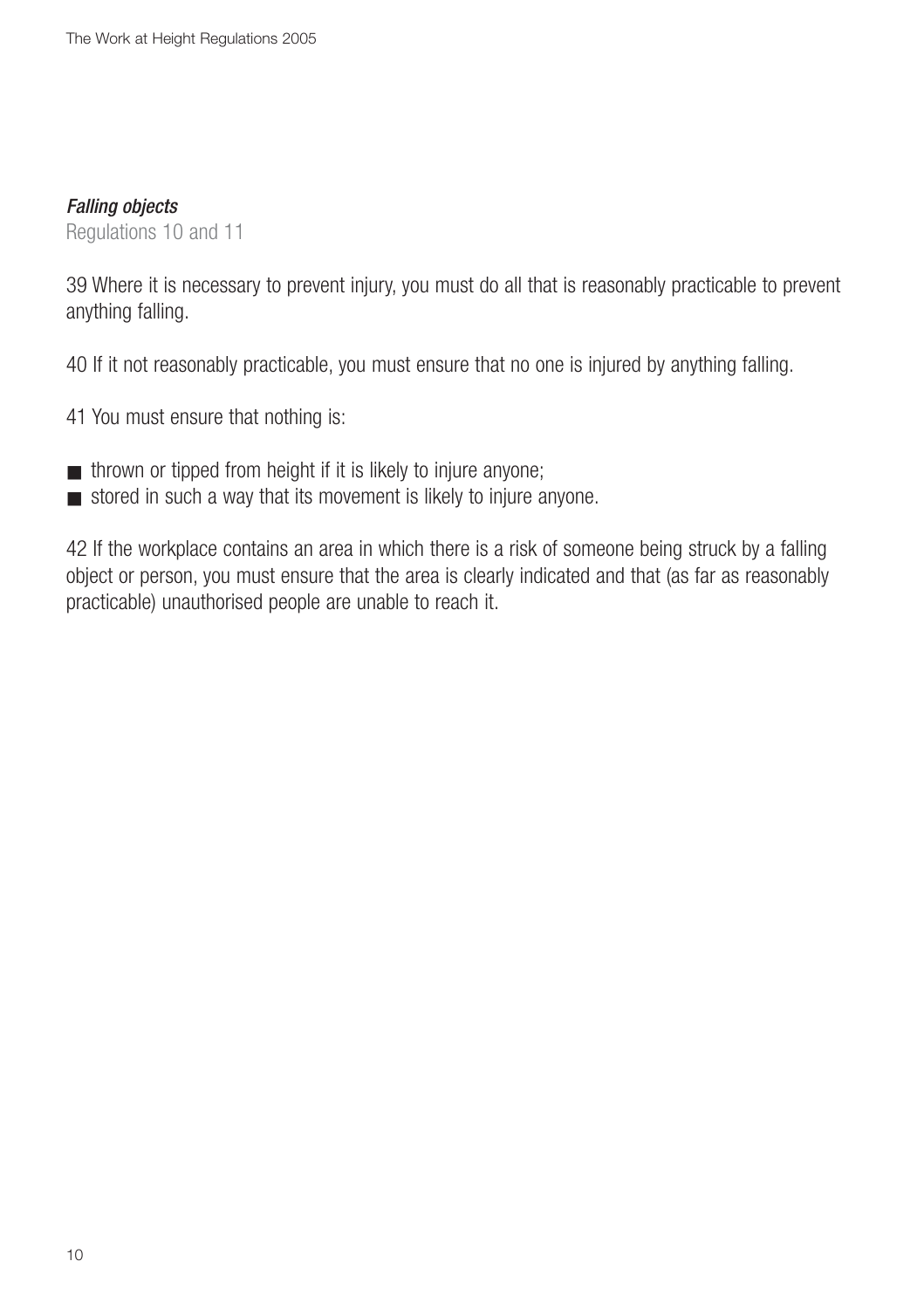### *Falling objects*

Regulations 10 and 11

39 Where it is necessary to prevent injury, you must do all that is reasonably practicable to prevent anything falling.

40 If it not reasonably practicable, you must ensure that no one is injured by anything falling.

41 You must ensure that nothing is:

- thrown or tipped from height if it is likely to injure anyone;
- stored in such a way that its movement is likely to injure anyone.

42 If the workplace contains an area in which there is a risk of someone being struck by a falling object or person, you must ensure that the area is clearly indicated and that (as far as reasonably practicable) unauthorised people are unable to reach it.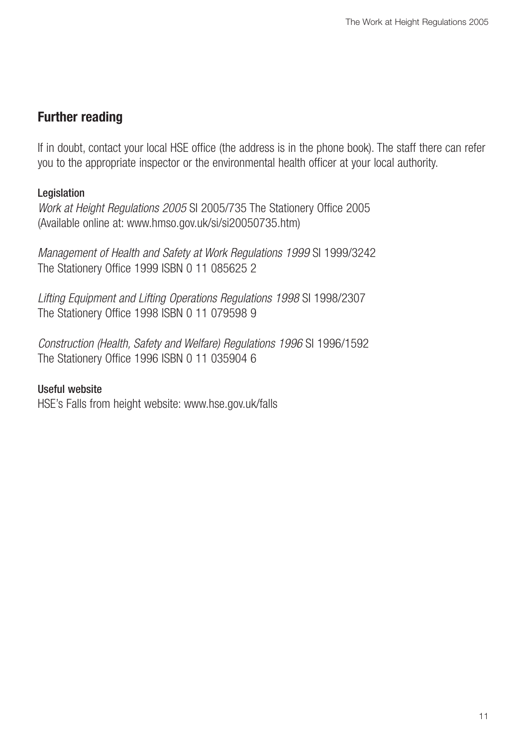## Further reading

If in doubt, contact your local HSE office (the address is in the phone book). The staff there can refer you to the appropriate inspector or the environmental health officer at your local authority.

**Legislation**

*Work at Height Regulations 2005* SI 2005/735 The Stationery Office 2005 (Available online at: www.hmso.gov.uk/si/si20050735.htm)

*Management of Health and Safety at Work Regulations 1999* SI 1999/3242 The Stationery Office 1999 ISBN 0 11 085625 2

*Lifting Equipment and Lifting Operations Regulations 1998* SI 1998/2307 The Stationery Office 1998 ISBN 0 11 079598 9

*Construction (Health, Safety and Welfare) Regulations 1996* SI 1996/1592 The Stationery Office 1996 ISBN 0 11 035904 6

**Useful website**

HSE's Falls from height website: www.hse.gov.uk/falls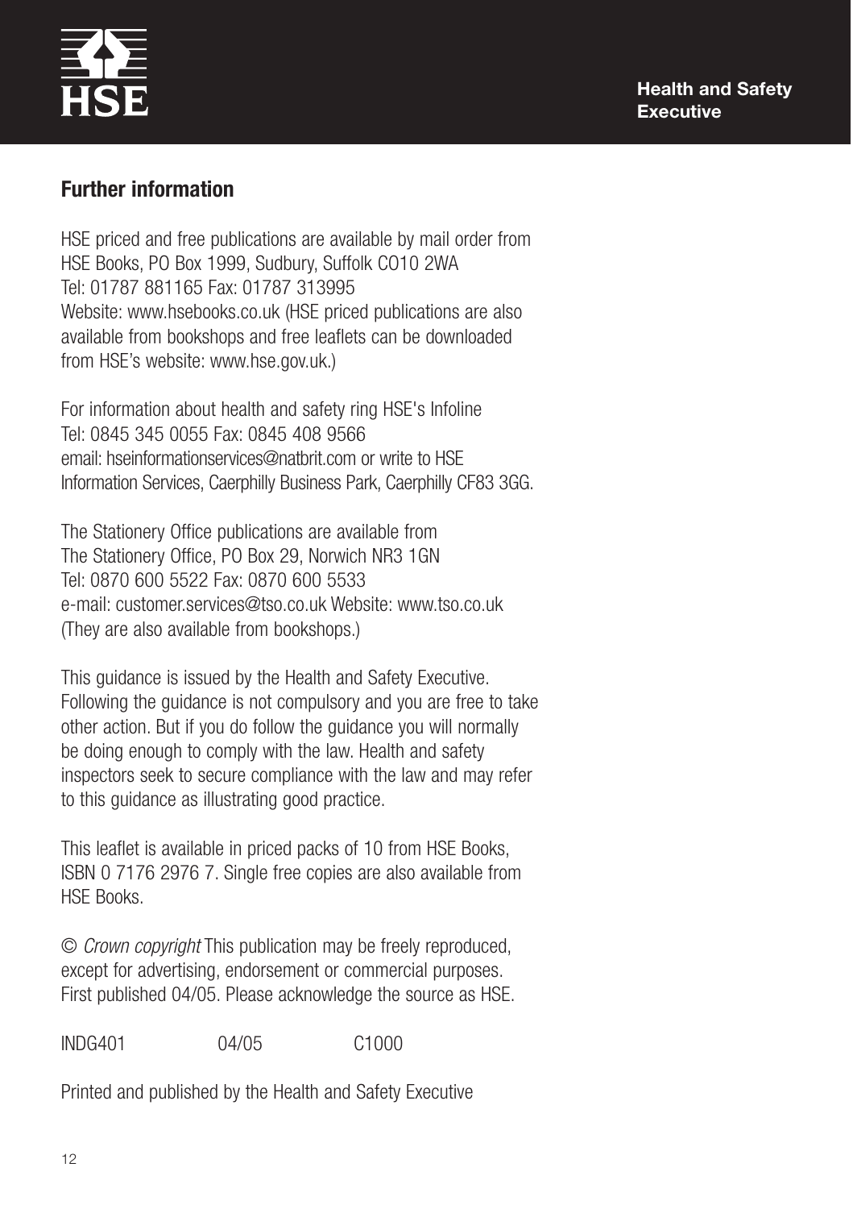## Further information

HSE priced and free publications are available by mail order from HSE Books, PO Box 1999, Sudbury, Suffolk CO10 2WA
Tel: 01787 881165 Fax: 01787 313995
Website: www.hsebooks.co.uk (HSE priced publications are also available from bookshops and free leaflets can be downloaded from HSE's website: www.hse.gov.uk.)

For information about health and safety ring HSE's Infoline
Tel: 0845 345 0055 Fax: 0845 408 9566
email: hseinformationservices@natbrit.com or write to HSE Information Services, Caerphilly Business Park, Caerphilly CF83 3GG.

The Stationery Office publications are available from The Stationery Office, PO Box 29, Norwich NR3 1GN
Tel: 0870 600 5522 Fax: 0870 600 5533
e-mail: customer.services@tso.co.uk Website: www.tso.co.uk
(They are also available from bookshops.)

This guidance is issued by the Health and Safety Executive. Following the guidance is not compulsory and you are free to take other action. But if you do follow the guidance you will normally be doing enough to comply with the law. Health and safety inspectors seek to secure compliance with the law and may refer to this guidance as illustrating good practice.

This leaflet is available in priced packs of 10 from HSE Books, ISBN 0 7176 2976 7. Single free copies are also available from HSE Books.

© *Crown copyright* This publication may be freely reproduced, except for advertising, endorsement or commercial purposes. First published 04/05. Please acknowledge the source as HSE.

INDG401 04/05 C1000

Printed and published by the Health and Safety Executive